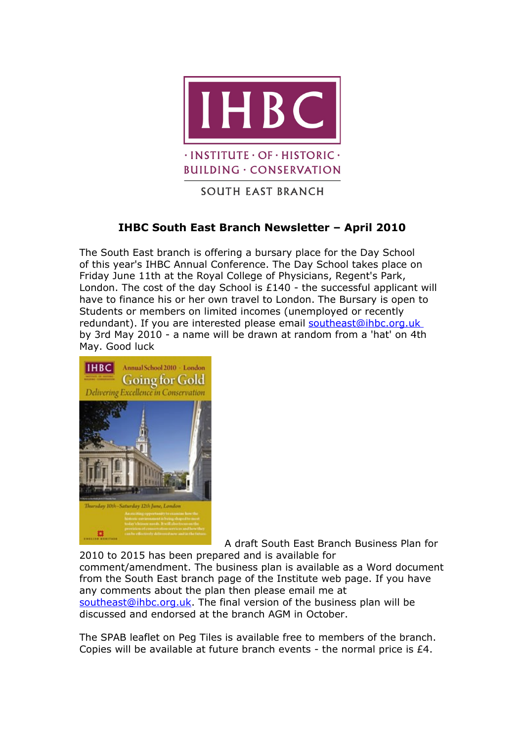IHBC

· INSTITUTE · OF · HISTORIC · BUILDING · CONSERVATION

SOUTH EAST BRANCH

# IHBC South East Branch Newsletter – April 2010

The South East branch is offering a bursary place for the Day School of this year's IHBC Annual Conference. The Day School takes place on Friday June 11th at the Royal College of Physicians, Regent's Park, London. The cost of the day School is £140 - the successful applicant will have to finance his or her own travel to London. The Bursary is open to Students or members on limited incomes (unemployed or recently redundant). If you are interested please email southeast@ihbc.org.uk by 3rd May 2010 - a name will be drawn at random from a 'hat' on 4th May. Good luck

A draft South East Branch Business Plan for 2010 to 2015 has been prepared and is available for comment/amendment. The business plan is available as a Word document from the South East branch page of the Institute web page. If you have any comments about the plan then please email me at southeast@ihbc.org.uk. The final version of the business plan will be discussed and endorsed at the branch AGM in October.

The SPAB leaflet on Peg Tiles is available free to members of the branch. Copies will be available at future branch events - the normal price is £4.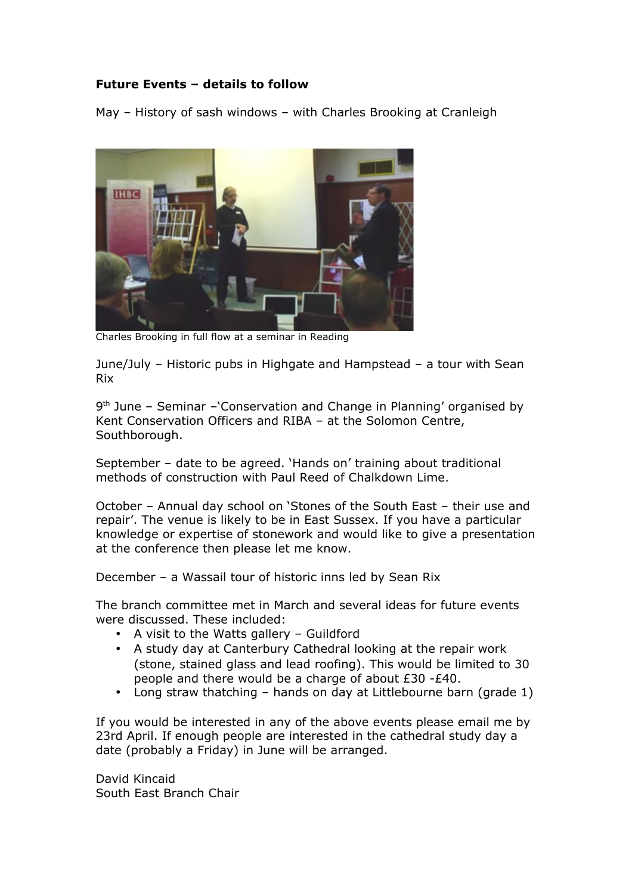**Future Events – details to follow**

May – History of sash windows – with Charles Brooking at Cranleigh

Charles Brooking in full flow at a seminar in Reading

June/July – Historic pubs in Highgate and Hampstead – a tour with Sean Rix

9th June – Seminar –'Conservation and Change in Planning' organised by Kent Conservation Officers and RIBA – at the Solomon Centre, Southborough.

September – date to be agreed. 'Hands on' training about traditional methods of construction with Paul Reed of Chalkdown Lime.

October – Annual day school on 'Stones of the South East – their use and repair'. The venue is likely to be in East Sussex. If you have a particular knowledge or expertise of stonework and would like to give a presentation at the conference then please let me know.

December – a Wassail tour of historic inns led by Sean Rix

The branch committee met in March and several ideas for future events were discussed. These included:

- A visit to the Watts gallery – Guildford
- A study day at Canterbury Cathedral looking at the repair work (stone, stained glass and lead roofing). This would be limited to 30 people and there would be a charge of about £30 -£40.
- Long straw thatching – hands on day at Littlebourne barn (grade 1)

If you would be interested in any of the above events please email me by 23rd April. If enough people are interested in the cathedral study day a date (probably a Friday) in June will be arranged.

David Kincaid
South East Branch Chair